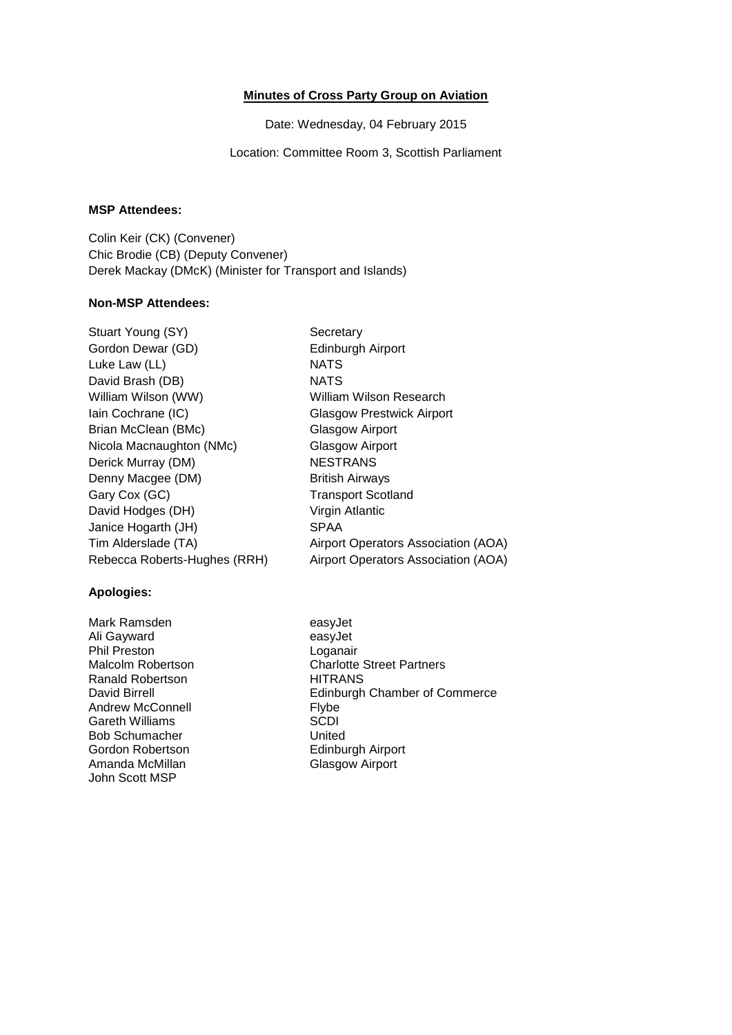# Minutes of Cross Party Group on Aviation

Date: Wednesday, 04 February 2015

Location: Committee Room 3, Scottish Parliament

**MSP Attendees:**

Colin Keir (CK) (Convener)
Chic Brodie (CB) (Deputy Convener)
Derek Mackay (DMcK) (Minister for Transport and Islands)

**Non-MSP Attendees:**

| | |
|---|---|
| Stuart Young (SY) | Secretary |
| Gordon Dewar (GD) | Edinburgh Airport |
| Luke Law (LL) | NATS |
| David Brash (DB) | NATS |
| William Wilson (WW) | William Wilson Research |
| Iain Cochrane (IC) | Glasgow Prestwick Airport |
| Brian McClean (BMc) | Glasgow Airport |
| Nicola Macnaughton (NMc) | Glasgow Airport |
| Derick Murray (DM) | NESTRANS |
| Denny Macgee (DM) | British Airways |
| Gary Cox (GC) | Transport Scotland |
| David Hodges (DH) | Virgin Atlantic |
| Janice Hogarth (JH) | SPAA |
| Tim Alderslade (TA) | Airport Operators Association (AOA) |
| Rebecca Roberts-Hughes (RRH) | Airport Operators Association (AOA) |

**Apologies:**

| | |
|---|---|
| Mark Ramsden | easyJet |
| Ali Gayward | easyJet |
| Phil Preston | Loganair |
| Malcolm Robertson | Charlotte Street Partners |
| Ranald Robertson | HITRANS |
| David Birrell | Edinburgh Chamber of Commerce |
| Andrew McConnell | Flybe |
| Gareth Williams | SCDI |
| Bob Schumacher | United |
| Gordon Robertson | Edinburgh Airport |
| Amanda McMillan | Glasgow Airport |
| John Scott MSP | |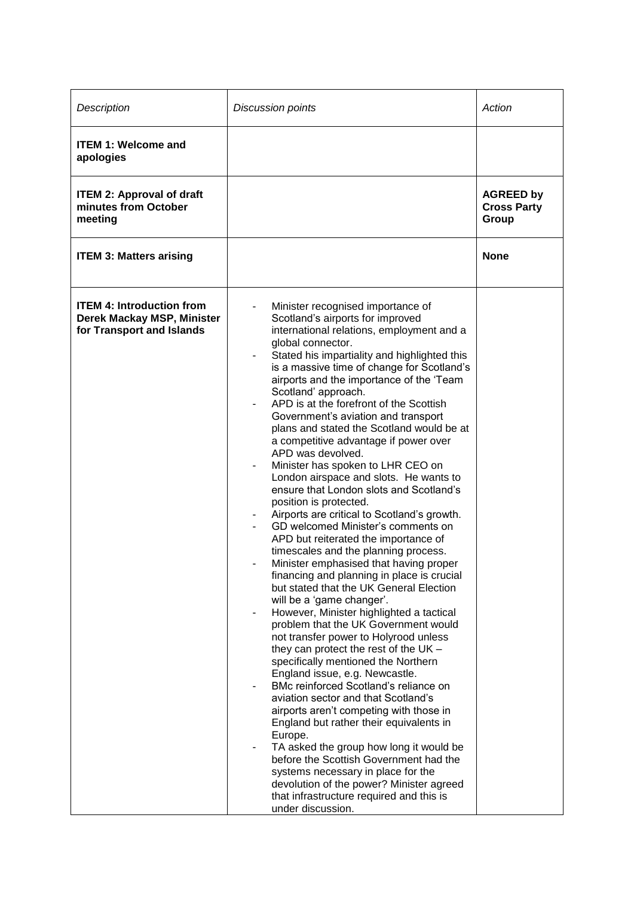| *Description* | *Discussion points* | *Action* |
| --- | --- | --- |
| **ITEM 1: Welcome and apologies** | | |
| **ITEM 2: Approval of draft minutes from October meeting** | | **AGREED by Cross Party Group** |
| **ITEM 3: Matters arising** | | **None** |
| **ITEM 4: Introduction from Derek Mackay MSP, Minister for Transport and Islands** | - Minister recognised importance of Scotland's airports for improved international relations, employment and a global connector.<br>- Stated his impartiality and highlighted this is a massive time of change for Scotland's airports and the importance of the 'Team Scotland' approach.<br>- APD is at the forefront of the Scottish Government's aviation and transport plans and stated the Scotland would be at a competitive advantage if power over APD was devolved.<br>- Minister has spoken to LHR CEO on London airspace and slots. He wants to ensure that London slots and Scotland's position is protected.<br>- Airports are critical to Scotland's growth.<br>- GD welcomed Minister's comments on APD but reiterated the importance of timescales and the planning process.<br>- Minister emphasised that having proper financing and planning in place is crucial but stated that the UK General Election will be a 'game changer'.<br>- However, Minister highlighted a tactical problem that the UK Government would not transfer power to Holyrood unless they can protect the rest of the UK – specifically mentioned the Northern England issue, e.g. Newcastle.<br>- BMc reinforced Scotland's reliance on aviation sector and that Scotland's airports aren't competing with those in England but rather their equivalents in Europe.<br>- TA asked the group how long it would be before the Scottish Government had the systems necessary in place for the devolution of the power? Minister agreed that infrastructure required and this is under discussion. | |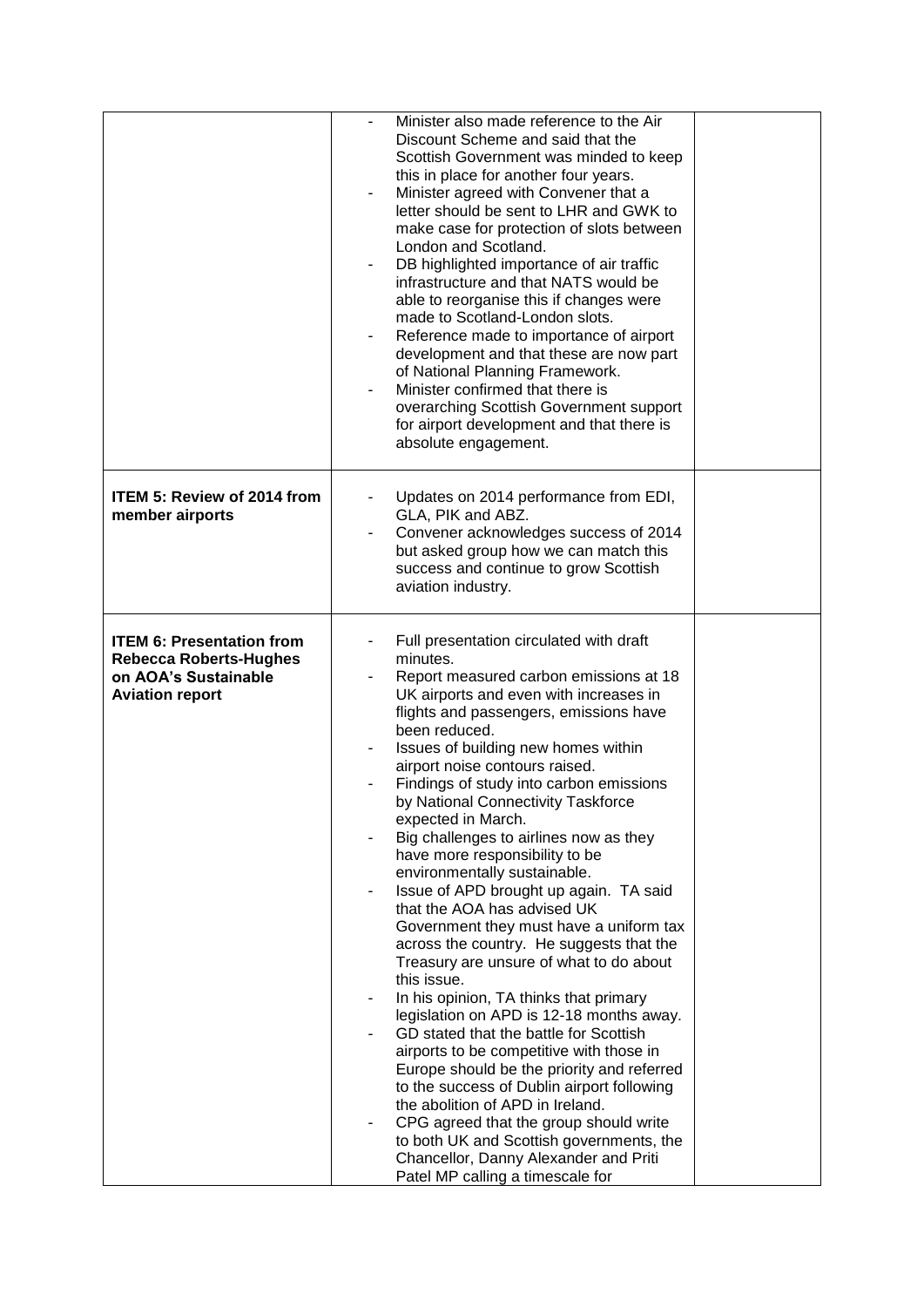| | | |
|---|---|---|
| | - Minister also made reference to the Air Discount Scheme and said that the Scottish Government was minded to keep this in place for another four years.<br>- Minister agreed with Convener that a letter should be sent to LHR and GWK to make case for protection of slots between London and Scotland.<br>- DB highlighted importance of air traffic infrastructure and that NATS would be able to reorganise this if changes were made to Scotland-London slots.<br>- Reference made to importance of airport development and that these are now part of National Planning Framework.<br>- Minister confirmed that there is overarching Scottish Government support for airport development and that there is absolute engagement. | |
| **ITEM 5: Review of 2014 from member airports** | - Updates on 2014 performance from EDI, GLA, PIK and ABZ.<br>- Convener acknowledges success of 2014 but asked group how we can match this success and continue to grow Scottish aviation industry. | |
| **ITEM 6: Presentation from Rebecca Roberts-Hughes on AOA's Sustainable Aviation report** | - Full presentation circulated with draft minutes.<br>- Report measured carbon emissions at 18 UK airports and even with increases in flights and passengers, emissions have been reduced.<br>- Issues of building new homes within airport noise contours raised.<br>- Findings of study into carbon emissions by National Connectivity Taskforce expected in March.<br>- Big challenges to airlines now as they have more responsibility to be environmentally sustainable.<br>- Issue of APD brought up again. TA said that the AOA has advised UK Government they must have a uniform tax across the country. He suggests that the Treasury are unsure of what to do about this issue.<br>- In his opinion, TA thinks that primary legislation on APD is 12-18 months away.<br>- GD stated that the battle for Scottish airports to be competitive with those in Europe should be the priority and referred to the success of Dublin airport following the abolition of APD in Ireland.<br>- CPG agreed that the group should write to both UK and Scottish governments, the Chancellor, Danny Alexander and Priti Patel MP calling a timescale for | |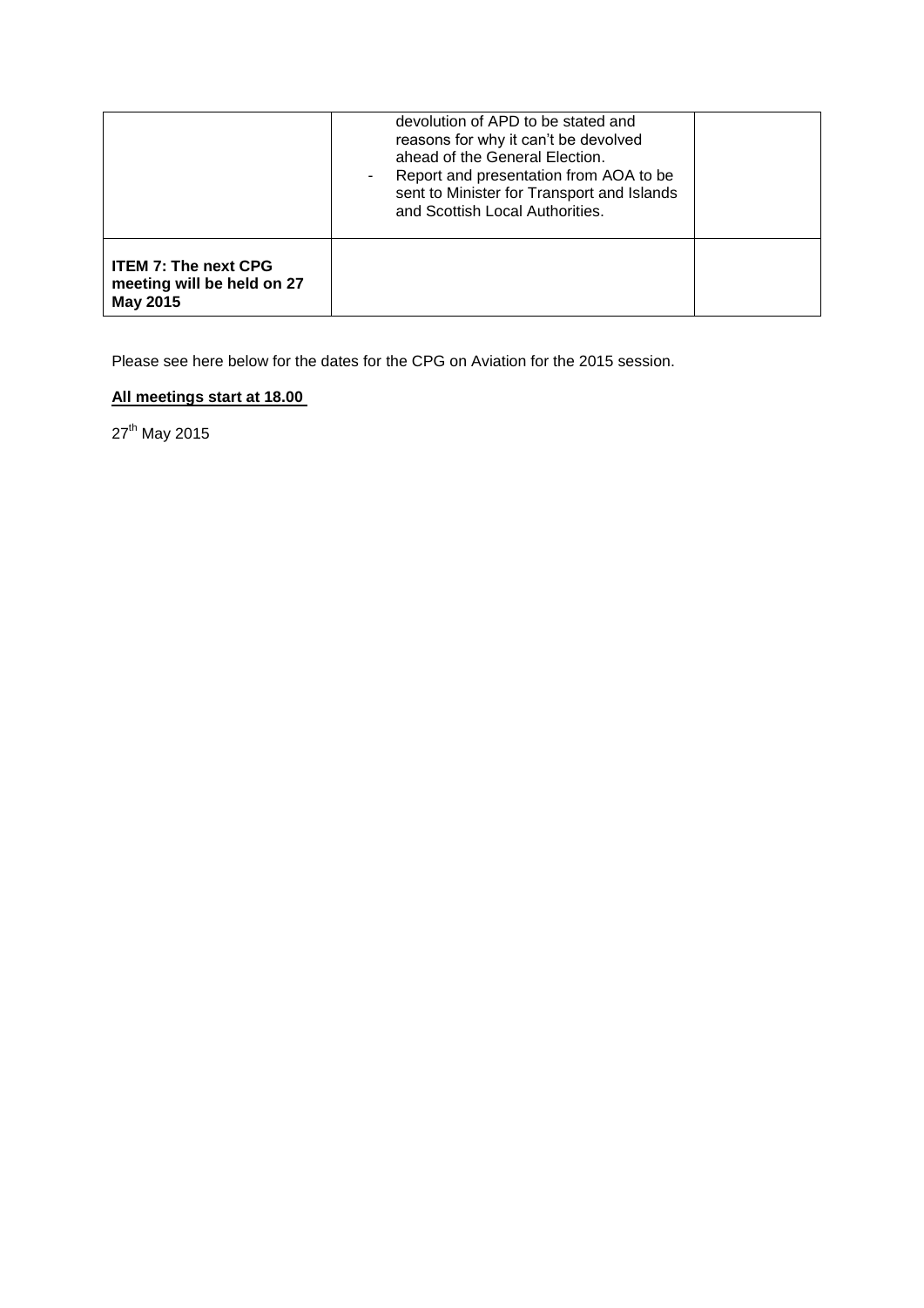| | | |
|---|---|---|
| | devolution of APD to be stated and reasons for why it can't be devolved ahead of the General Election.<br>- Report and presentation from AOA to be sent to Minister for Transport and Islands and Scottish Local Authorities. | |
| **ITEM 7: The next CPG meeting will be held on 27 May 2015** | | |

Please see here below for the dates for the CPG on Aviation for the 2015 session.

**All meetings start at 18.00**

27th May 2015